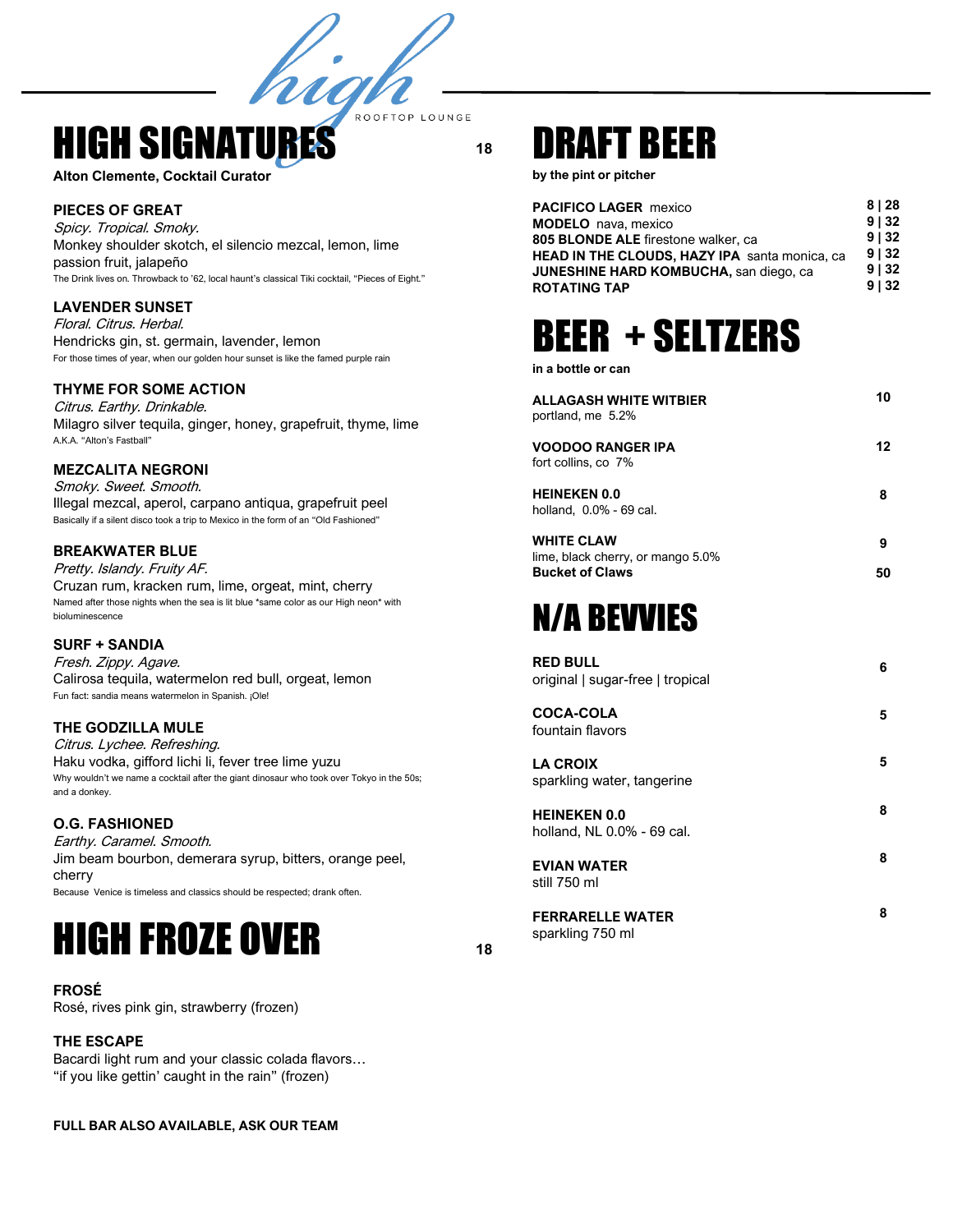high

ROOFTOP LOUNGE

# HIGH SIGNATURES 18

**Alton Clemente, Cocktail Curator**

### PIECES OF GREAT

*Spicy. Tropical. Smoky.*

Monkey shoulder skotch, el silencio mezcal, lemon, lime passion fruit, jalapeño

The Drink lives on. Throwback to '62, local haunt's classical Tiki cocktail, "Pieces of Eight."

### LAVENDER SUNSET

*Floral. Citrus. Herbal.*

Hendricks gin, st. germain, lavender, lemon

For those times of year, when our golden hour sunset is like the famed purple rain

### THYME FOR SOME ACTION

*Citrus. Earthy. Drinkable.*

Milagro silver tequila, ginger, honey, grapefruit, thyme, lime

A.K.A. "Alton's Fastball"

### MEZCALITA NEGRONI

*Smoky. Sweet. Smooth.*

Illegal mezcal, aperol, carpano antiqua, grapefruit peel

Basically if a silent disco took a trip to Mexico in the form of an "Old Fashioned"

### BREAKWATER BLUE

*Pretty. Islandy. Fruity AF.*

Cruzan rum, kracken rum, lime, orgeat, mint, cherry

Named after those nights when the sea is lit blue *same color as our High neon* with bioluminescence

### SURF + SANDIA

*Fresh. Zippy. Agave.*

Calirosa tequila, watermelon red bull, orgeat, lemon

Fun fact: sandia means watermelon in Spanish. ¡Ole!

### THE GODZILLA MULE

*Citrus. Lychee. Refreshing.*

Haku vodka, gifford lichi li, fever tree lime yuzu

Why wouldn't we name a cocktail after the giant dinosaur who took over Tokyo in the 50s; and a donkey.

### O.G. FASHIONED

*Earthy. Caramel. Smooth.*

Jim beam bourbon, demerara syrup, bitters, orange peel, cherry

Because Venice is timeless and classics should be respected; drank often.

# HIGH FROZE OVER 18

### FROSÉ

Rosé, rives pink gin, strawberry (frozen)

### THE ESCAPE

Bacardi light rum and your classic colada flavors…
"if you like gettin' caught in the rain" (frozen)

**FULL BAR ALSO AVAILABLE, ASK OUR TEAM**

# DRAFT BEER

**by the pint or pitcher**

| | |
|---|---|
| **PACIFICO LAGER** mexico | 8 \| 28 |
| **MODELO** nava, mexico | 9 \| 32 |
| **805 BLONDE ALE** firestone walker, ca | 9 \| 32 |
| **HEAD IN THE CLOUDS, HAZY IPA** santa monica, ca | 9 \| 32 |
| **JUNESHINE HARD KOMBUCHA,** san diego, ca | 9 \| 32 |
| **ROTATING TAP** | 9 \| 32 |

# BEER + SELTZERS

**in a bottle or can**

**ALLAGASH WHITE WITBIER** 10
portland, me 5.2%

**VOODOO RANGER IPA** 12
fort collins, co 7%

**HEINEKEN 0.0** 8
holland, 0.0% - 69 cal.

**WHITE CLAW** 9
lime, black cherry, or mango 5.0%
**Bucket of Claws** 50

# N/A BEVVIES

**RED BULL** 6
original | sugar-free | tropical

**COCA-COLA** 5
fountain flavors

**LA CROIX** 5
sparkling water, tangerine

**HEINEKEN 0.0** 8
holland, NL 0.0% - 69 cal.

**EVIAN WATER** 8
still 750 ml

**FERRARELLE WATER** 8
sparkling 750 ml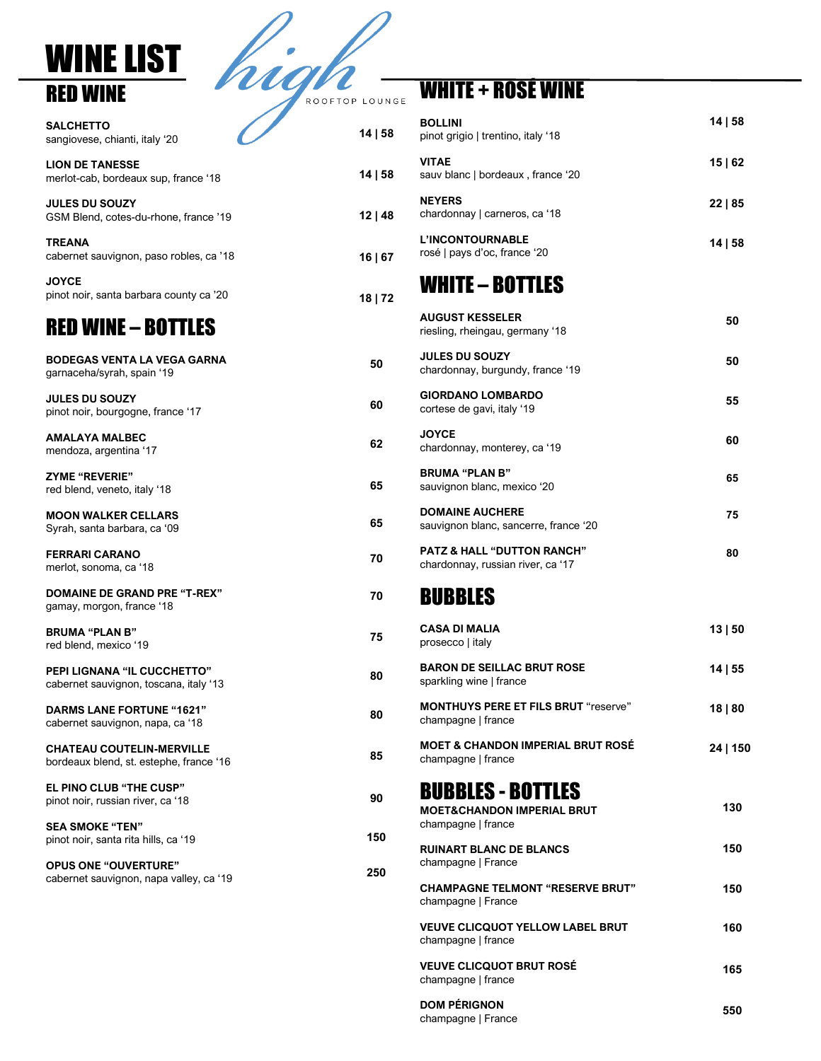# WINE LIST

high
ROOFTOP LOUNGE

## RED WINE

| Wine | Price |
|---|---|
| **SALCHETTO**<br>sangiovese, chianti, italy '20 | 14 \| 58 |
| **LION DE TANESSE**<br>merlot-cab, bordeaux sup, france '18 | 14 \| 58 |
| **JULES DU SOUZY**<br>GSM Blend, cotes-du-rhone, france '19 | 12 \| 48 |
| **TREANA**<br>cabernet sauvignon, paso robles, ca '18 | 16 \| 67 |
| **JOYCE**<br>pinot noir, santa barbara county ca '20 | 18 \| 72 |

## RED WINE – BOTTLES

| Wine | Price |
|---|---|
| **BODEGAS VENTA LA VEGA GARNA**<br>garnaceha/syrah, spain '19 | 50 |
| **JULES DU SOUZY**<br>pinot noir, bourgogne, france '17 | 60 |
| **AMALAYA MALBEC**<br>mendoza, argentina '17 | 62 |
| **ZYME "REVERIE"**<br>red blend, veneto, italy '18 | 65 |
| **MOON WALKER CELLARS**<br>Syrah, santa barbara, ca '09 | 65 |
| **FERRARI CARANO**<br>merlot, sonoma, ca '18 | 70 |
| **DOMAINE DE GRAND PRE "T-REX"**<br>gamay, morgon, france '18 | 70 |
| **BRUMA "PLAN B"**<br>red blend, mexico '19 | 75 |
| **PEPI LIGNANA "IL CUCCHETTO"**<br>cabernet sauvignon, toscana, italy '13 | 80 |
| **DARMS LANE FORTUNE "1621"**<br>cabernet sauvignon, napa, ca '18 | 80 |
| **CHATEAU COUTELIN-MERVILLE**<br>bordeaux blend, st. estephe, france '16 | 85 |
| **EL PINO CLUB "THE CUSP"**<br>pinot noir, russian river, ca '18 | 90 |
| **SEA SMOKE "TEN"**<br>pinot noir, santa rita hills, ca '19 | 150 |
| **OPUS ONE "OUVERTURE"**<br>cabernet sauvignon, napa valley, ca '19 | 250 |

## WHITE + ROSÉ WINE

| Wine | Price |
|---|---|
| **BOLLINI**<br>pinot grigio \| trentino, italy '18 | 14 \| 58 |
| **VITAE**<br>sauv blanc \| bordeaux , france '20 | 15 \| 62 |
| **NEYERS**<br>chardonnay \| carneros, ca '18 | 22 \| 85 |
| **L'INCONTOURNABLE**<br>rosé \| pays d'oc, france '20 | 14 \| 58 |

## WHITE – BOTTLES

| Wine | Price |
|---|---|
| **AUGUST KESSELER**<br>riesling, rheingau, germany '18 | 50 |
| **JULES DU SOUZY**<br>chardonnay, burgundy, france '19 | 50 |
| **GIORDANO LOMBARDO**<br>cortese de gavi, italy '19 | 55 |
| **JOYCE**<br>chardonnay, monterey, ca '19 | 60 |
| **BRUMA "PLAN B"**<br>sauvignon blanc, mexico '20 | 65 |
| **DOMAINE AUCHERE**<br>sauvignon blanc, sancerre, france '20 | 75 |
| **PATZ & HALL "DUTTON RANCH"**<br>chardonnay, russian river, ca '17 | 80 |

## BUBBLES

| Wine | Price |
|---|---|
| **CASA DI MALIA**<br>prosecco \| italy | 13 \| 50 |
| **BARON DE SEILLAC BRUT ROSE**<br>sparkling wine \| france | 14 \| 55 |
| **MONTHUYS PERE ET FILS BRUT** "reserve"<br>champagne \| france | 18 \| 80 |
| **MOET & CHANDON IMPERIAL BRUT ROSÉ**<br>champagne \| france | 24 \| 150 |

## BUBBLES - BOTTLES

| Wine | Price |
|---|---|
| **MOET&CHANDON IMPERIAL BRUT**<br>champagne \| france | 130 |
| **RUINART BLANC DE BLANCS**<br>champagne \| France | 150 |
| **CHAMPAGNE TELMONT "RESERVE BRUT"**<br>champagne \| France | 150 |
| **VEUVE CLICQUOT YELLOW LABEL BRUT**<br>champagne \| france | 160 |
| **VEUVE CLICQUOT BRUT ROSÉ**<br>champagne \| france | 165 |
| **DOM PÉRIGNON**<br>champagne \| France | 550 |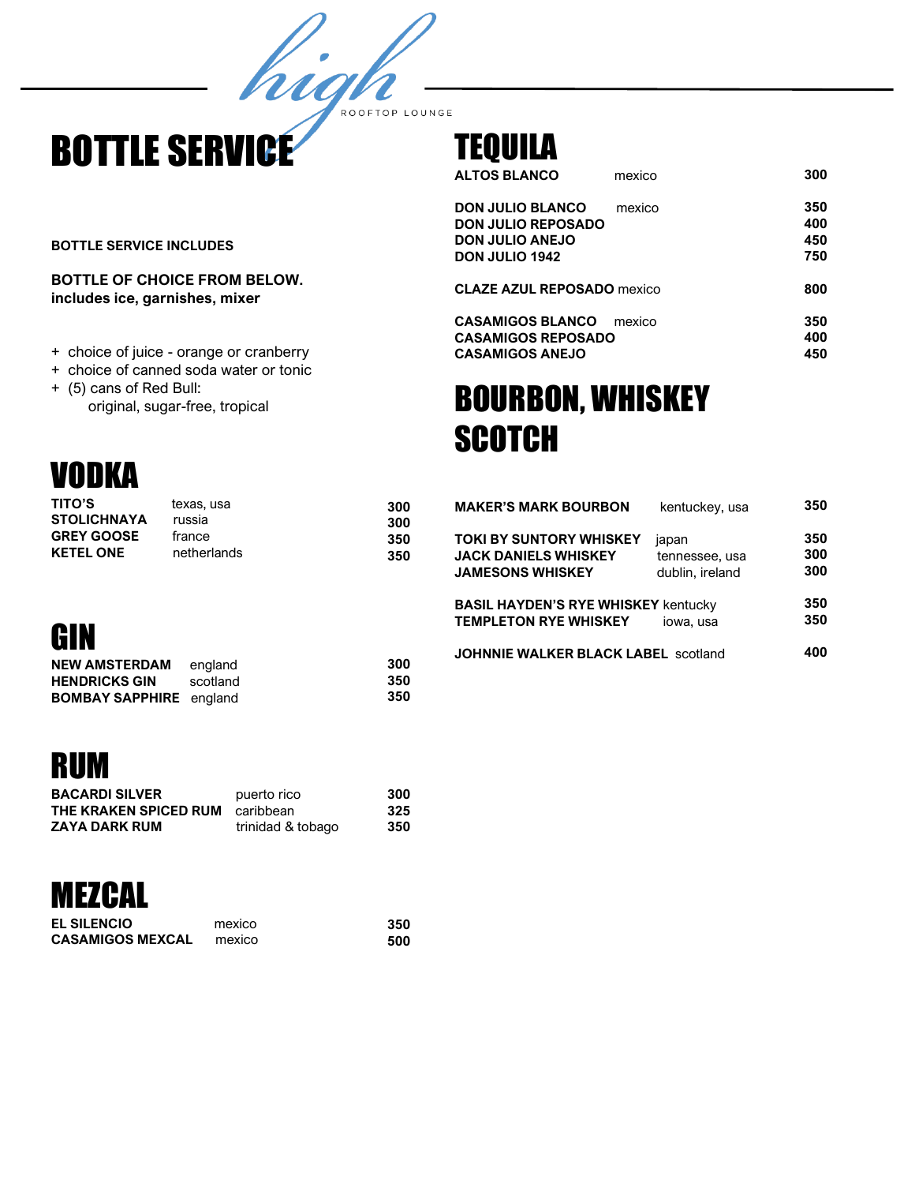*high* ROOFTOP LOUNGE

# BOTTLE SERVICE

**BOTTLE SERVICE INCLUDES**

**BOTTLE OF CHOICE FROM BELOW.**
**includes ice, garnishes, mixer**

+ choice of juice - orange or cranberry
+ choice of canned soda water or tonic
+ (5) cans of Red Bull:
  original, sugar-free, tropical

## VODKA

| | | |
|---|---|---|
| **TITO'S** | texas, usa | **300** |
| **STOLICHNAYA** | russia | **300** |
| **GREY GOOSE** | france | **350** |
| **KETEL ONE** | netherlands | **350** |

## GIN

| | | |
|---|---|---|
| **NEW AMSTERDAM** | england | **300** |
| **HENDRICKS GIN** | scotland | **350** |
| **BOMBAY SAPPHIRE** | england | **350** |

## RUM

| | | |
|---|---|---|
| **BACARDI SILVER** | puerto rico | **300** |
| **THE KRAKEN SPICED RUM** | caribbean | **325** |
| **ZAYA DARK RUM** | trinidad & tobago | **350** |

## MEZCAL

| | | |
|---|---|---|
| **EL SILENCIO** | mexico | **350** |
| **CASAMIGOS MEXCAL** | mexico | **500** |

## TEQUILA

| | | |
|---|---|---|
| **ALTOS BLANCO** | mexico | **300** |
| **DON JULIO BLANCO** | mexico | **350** |
| **DON JULIO REPOSADO** | | **400** |
| **DON JULIO ANEJO** | | **450** |
| **DON JULIO 1942** | | **750** |
| **CLAZE AZUL REPOSADO** | mexico | **800** |
| **CASAMIGOS BLANCO** | mexico | **350** |
| **CASAMIGOS REPOSADO** | | **400** |
| **CASAMIGOS ANEJO** | | **450** |

## BOURBON, WHISKEY SCOTCH

| | | |
|---|---|---|
| **MAKER'S MARK BOURBON** | kentuckey, usa | **350** |
| **TOKI BY SUNTORY WHISKEY** | japan | **350** |
| **JACK DANIELS WHISKEY** | tennessee, usa | **300** |
| **JAMESONS WHISKEY** | dublin, ireland | **300** |
| **BASIL HAYDEN'S RYE WHISKEY** | kentucky | **350** |
| **TEMPLETON RYE WHISKEY** | iowa, usa | **350** |
| **JOHNNIE WALKER BLACK LABEL** | scotland | **400** |